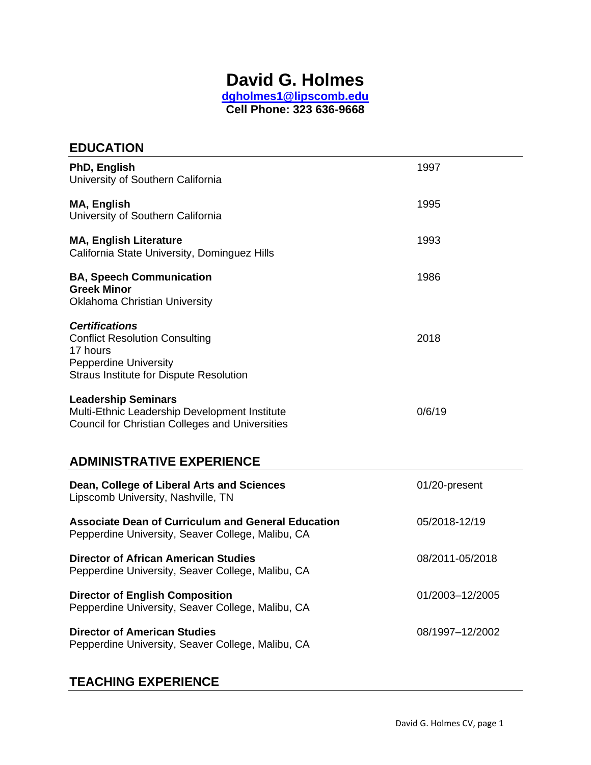# David G. Holmes

**dgholmes1@lipscomb.edu**
**Cell Phone: 323 636-9668**

## EDUCATION

**PhD, English** — 1997
University of Southern California

**MA, English** — 1995
University of Southern California

**MA, English Literature** — 1993
California State University, Dominguez Hills

**BA, Speech Communication** — 1986
**Greek Minor**
Oklahoma Christian University

***Certifications***
Conflict Resolution Consulting — 2018
17 hours
Pepperdine University
Straus Institute for Dispute Resolution

**Leadership Seminars**
Multi-Ethnic Leadership Development Institute — 0/6/19
Council for Christian Colleges and Universities

## ADMINISTRATIVE EXPERIENCE

**Dean, College of Liberal Arts and Sciences** — 01/20-present
Lipscomb University, Nashville, TN

**Associate Dean of Curriculum and General Education** — 05/2018-12/19
Pepperdine University, Seaver College, Malibu, CA

**Director of African American Studies** — 08/2011-05/2018
Pepperdine University, Seaver College, Malibu, CA

**Director of English Composition** — 01/2003–12/2005
Pepperdine University, Seaver College, Malibu, CA

**Director of American Studies** — 08/1997–12/2002
Pepperdine University, Seaver College, Malibu, CA

## TEACHING EXPERIENCE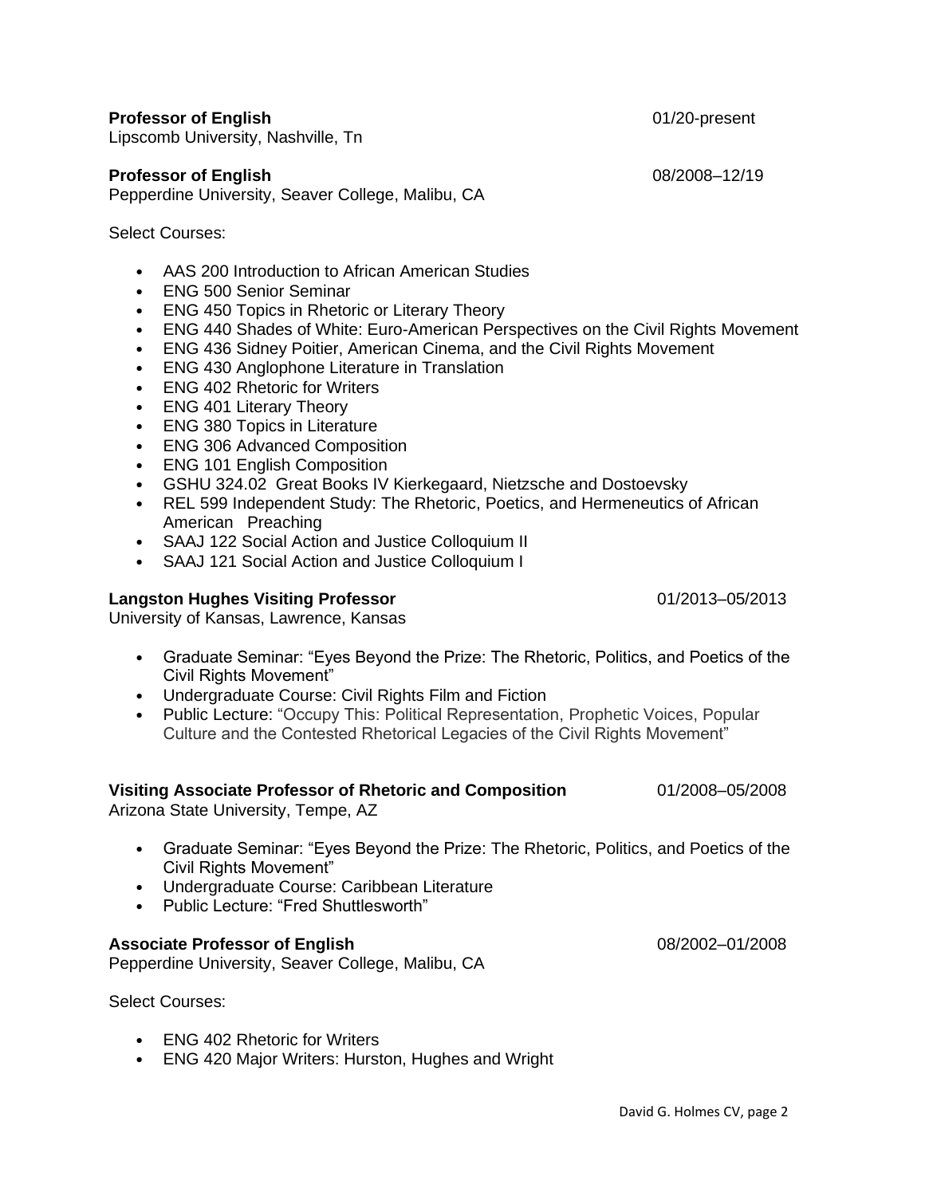**Professor of English** 01/20-present
Lipscomb University, Nashville, Tn

**Professor of English** 08/2008–12/19
Pepperdine University, Seaver College, Malibu, CA

Select Courses:

- AAS 200 Introduction to African American Studies
- ENG 500 Senior Seminar
- ENG 450 Topics in Rhetoric or Literary Theory
- ENG 440 Shades of White: Euro-American Perspectives on the Civil Rights Movement
- ENG 436 Sidney Poitier, American Cinema, and the Civil Rights Movement
- ENG 430 Anglophone Literature in Translation
- ENG 402 Rhetoric for Writers
- ENG 401 Literary Theory
- ENG 380 Topics in Literature
- ENG 306 Advanced Composition
- ENG 101 English Composition
- GSHU 324.02 Great Books IV Kierkegaard, Nietzsche and Dostoevsky
- REL 599 Independent Study: The Rhetoric, Poetics, and Hermeneutics of African American Preaching
- SAAJ 122 Social Action and Justice Colloquium II
- SAAJ 121 Social Action and Justice Colloquium I

**Langston Hughes Visiting Professor** 01/2013–05/2013
University of Kansas, Lawrence, Kansas

- Graduate Seminar: "Eyes Beyond the Prize: The Rhetoric, Politics, and Poetics of the Civil Rights Movement"
- Undergraduate Course: Civil Rights Film and Fiction
- Public Lecture: "Occupy This: Political Representation, Prophetic Voices, Popular Culture and the Contested Rhetorical Legacies of the Civil Rights Movement"

**Visiting Associate Professor of Rhetoric and Composition** 01/2008–05/2008
Arizona State University, Tempe, AZ

- Graduate Seminar: "Eyes Beyond the Prize: The Rhetoric, Politics, and Poetics of the Civil Rights Movement"
- Undergraduate Course: Caribbean Literature
- Public Lecture: "Fred Shuttlesworth"

**Associate Professor of English** 08/2002–01/2008
Pepperdine University, Seaver College, Malibu, CA

Select Courses:

- ENG 402 Rhetoric for Writers
- ENG 420 Major Writers: Hurston, Hughes and Wright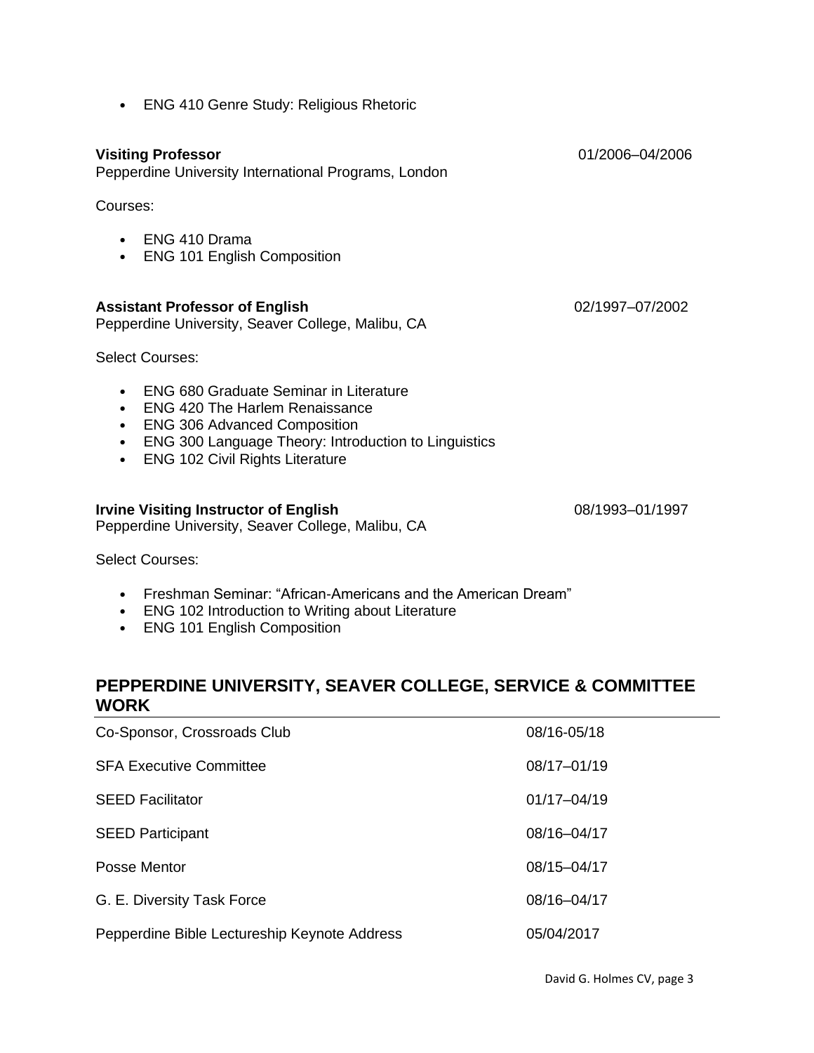- ENG 410 Genre Study: Religious Rhetoric

**Visiting Professor** 01/2006–04/2006
Pepperdine University International Programs, London

Courses:

- ENG 410 Drama
- ENG 101 English Composition

**Assistant Professor of English** 02/1997–07/2002
Pepperdine University, Seaver College, Malibu, CA

Select Courses:

- ENG 680 Graduate Seminar in Literature
- ENG 420 The Harlem Renaissance
- ENG 306 Advanced Composition
- ENG 300 Language Theory: Introduction to Linguistics
- ENG 102 Civil Rights Literature

**Irvine Visiting Instructor of English** 08/1993–01/1997
Pepperdine University, Seaver College, Malibu, CA

Select Courses:

- Freshman Seminar: "African-Americans and the American Dream"
- ENG 102 Introduction to Writing about Literature
- ENG 101 English Composition

## PEPPERDINE UNIVERSITY, SEAVER COLLEGE, SERVICE & COMMITTEE WORK

| | |
|---|---|
| Co-Sponsor, Crossroads Club | 08/16-05/18 |
| SFA Executive Committee | 08/17–01/19 |
| SEED Facilitator | 01/17–04/19 |
| SEED Participant | 08/16–04/17 |
| Posse Mentor | 08/15–04/17 |
| G. E. Diversity Task Force | 08/16–04/17 |
| Pepperdine Bible Lectureship Keynote Address | 05/04/2017 |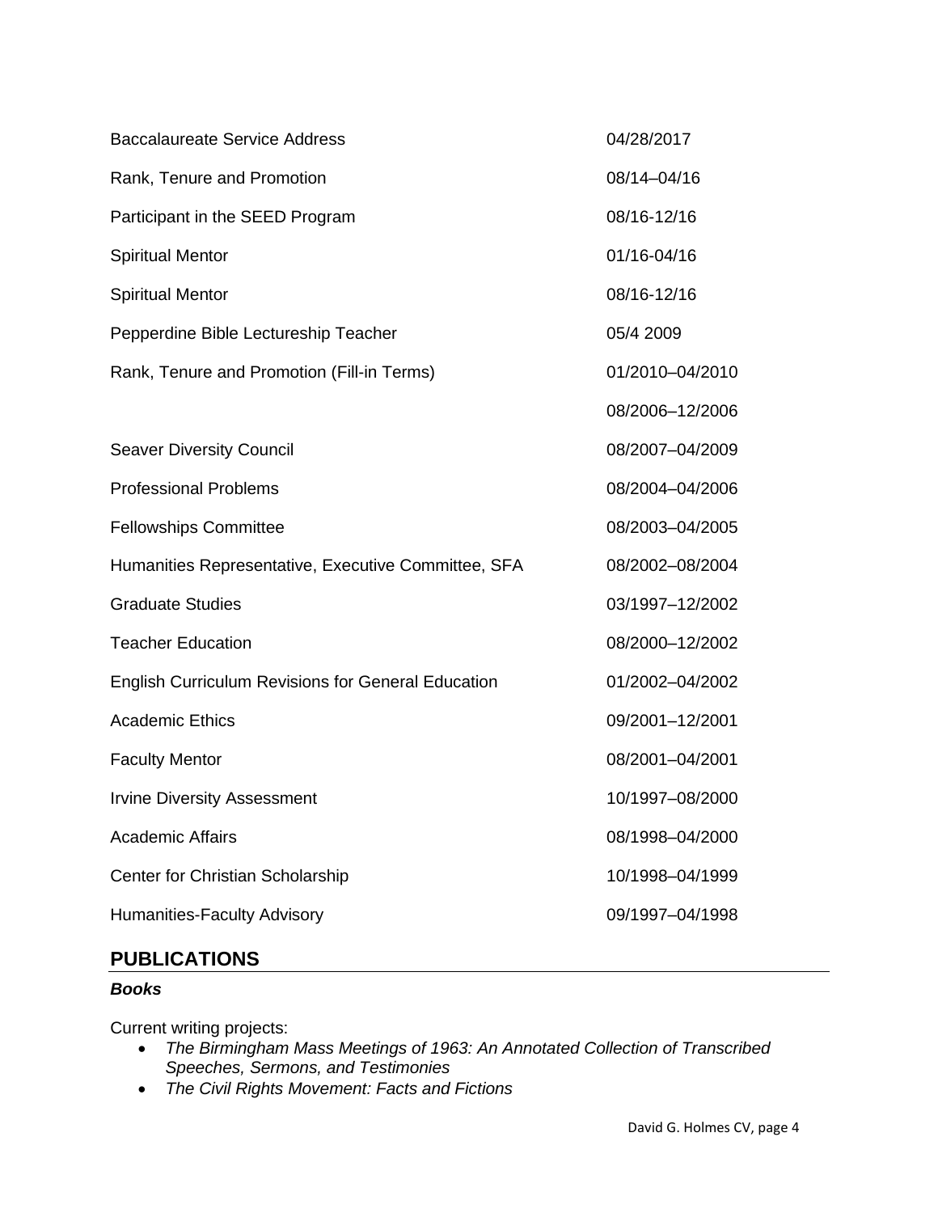| | |
|---|---|
| Baccalaureate Service Address | 04/28/2017 |
| Rank, Tenure and Promotion | 08/14–04/16 |
| Participant in the SEED Program | 08/16-12/16 |
| Spiritual Mentor | 01/16-04/16 |
| Spiritual Mentor | 08/16-12/16 |
| Pepperdine Bible Lectureship Teacher | 05/4 2009 |
| Rank, Tenure and Promotion (Fill-in Terms) | 01/2010–04/2010 |
| | 08/2006–12/2006 |
| Seaver Diversity Council | 08/2007–04/2009 |
| Professional Problems | 08/2004–04/2006 |
| Fellowships Committee | 08/2003–04/2005 |
| Humanities Representative, Executive Committee, SFA | 08/2002–08/2004 |
| Graduate Studies | 03/1997–12/2002 |
| Teacher Education | 08/2000–12/2002 |
| English Curriculum Revisions for General Education | 01/2002–04/2002 |
| Academic Ethics | 09/2001–12/2001 |
| Faculty Mentor | 08/2001–04/2001 |
| Irvine Diversity Assessment | 10/1997–08/2000 |
| Academic Affairs | 08/1998–04/2000 |
| Center for Christian Scholarship | 10/1998–04/1999 |
| Humanities-Faculty Advisory | 09/1997–04/1998 |

## PUBLICATIONS

### *Books*

Current writing projects:

- *The Birmingham Mass Meetings of 1963: An Annotated Collection of Transcribed Speeches, Sermons, and Testimonies*
- *The Civil Rights Movement: Facts and Fictions*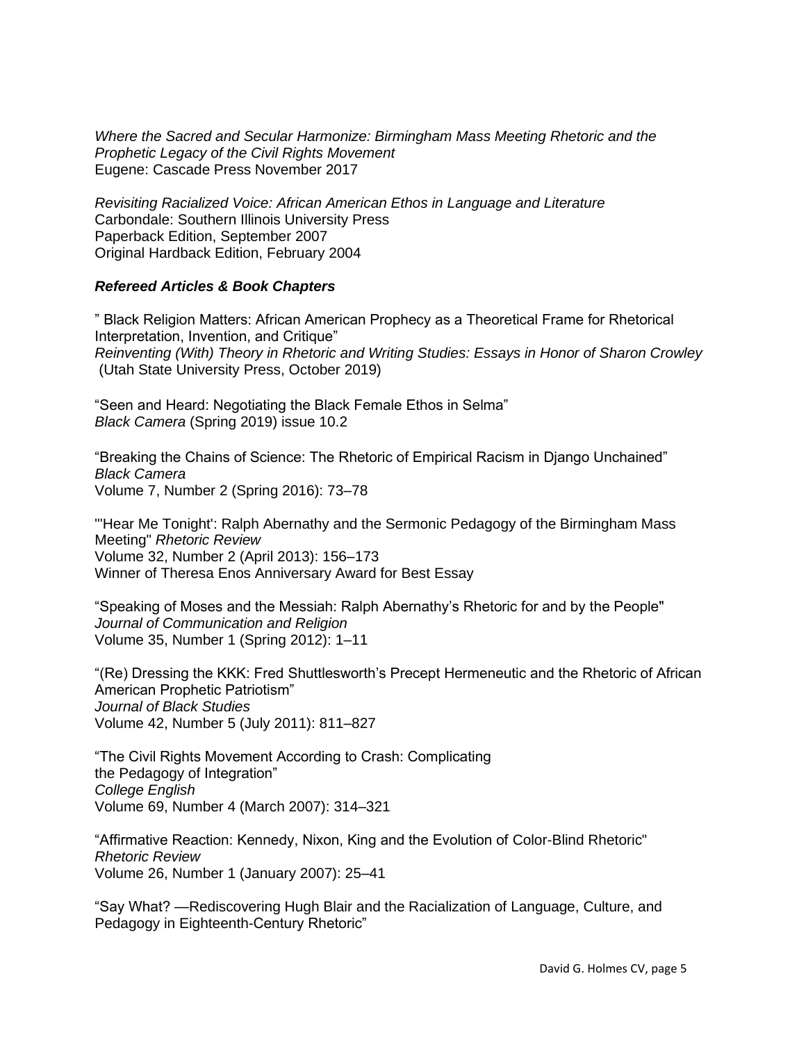*Where the Sacred and Secular Harmonize: Birmingham Mass Meeting Rhetoric and the Prophetic Legacy of the Civil Rights Movement*
Eugene: Cascade Press November 2017

*Revisiting Racialized Voice: African American Ethos in Language and Literature*
Carbondale: Southern Illinois University Press
Paperback Edition, September 2007
Original Hardback Edition, February 2004

***Refereed Articles & Book Chapters***

" Black Religion Matters: African American Prophecy as a Theoretical Frame for Rhetorical Interpretation, Invention, and Critique"
*Reinventing (With) Theory in Rhetoric and Writing Studies: Essays in Honor of Sharon Crowley*
(Utah State University Press, October 2019)

"Seen and Heard: Negotiating the Black Female Ethos in Selma"
*Black Camera* (Spring 2019) issue 10.2

"Breaking the Chains of Science: The Rhetoric of Empirical Racism in Django Unchained"
*Black Camera*
Volume 7, Number 2 (Spring 2016): 73–78

"'Hear Me Tonight': Ralph Abernathy and the Sermonic Pedagogy of the Birmingham Mass Meeting" *Rhetoric Review*
Volume 32, Number 2 (April 2013): 156–173
Winner of Theresa Enos Anniversary Award for Best Essay

"Speaking of Moses and the Messiah: Ralph Abernathy's Rhetoric for and by the People"
*Journal of Communication and Religion*
Volume 35, Number 1 (Spring 2012): 1–11

"(Re) Dressing the KKK: Fred Shuttlesworth's Precept Hermeneutic and the Rhetoric of African American Prophetic Patriotism"
*Journal of Black Studies*
Volume 42, Number 5 (July 2011): 811–827

"The Civil Rights Movement According to Crash: Complicating the Pedagogy of Integration"
*College English*
Volume 69, Number 4 (March 2007): 314–321

"Affirmative Reaction: Kennedy, Nixon, King and the Evolution of Color-Blind Rhetoric"
*Rhetoric Review*
Volume 26, Number 1 (January 2007): 25–41

"Say What? —Rediscovering Hugh Blair and the Racialization of Language, Culture, and Pedagogy in Eighteenth-Century Rhetoric"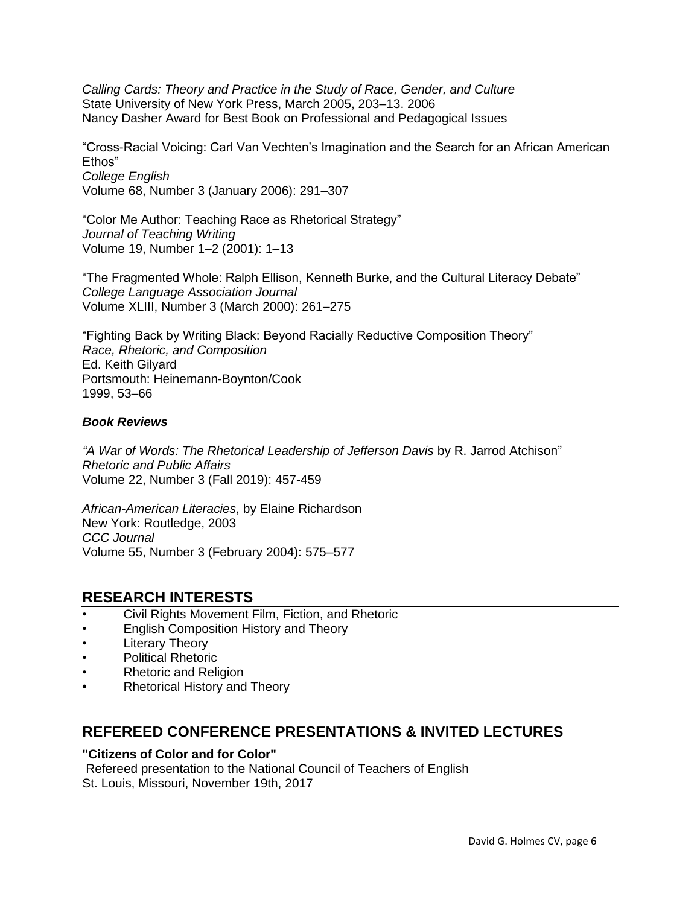*Calling Cards: Theory and Practice in the Study of Race, Gender, and Culture*
State University of New York Press, March 2005, 203–13. 2006
Nancy Dasher Award for Best Book on Professional and Pedagogical Issues

"Cross-Racial Voicing: Carl Van Vechten's Imagination and the Search for an African American Ethos"
*College English*
Volume 68, Number 3 (January 2006): 291–307

"Color Me Author: Teaching Race as Rhetorical Strategy"
*Journal of Teaching Writing*
Volume 19, Number 1–2 (2001): 1–13

"The Fragmented Whole: Ralph Ellison, Kenneth Burke, and the Cultural Literacy Debate"
*College Language Association Journal*
Volume XLIII, Number 3 (March 2000): 261–275

"Fighting Back by Writing Black: Beyond Racially Reductive Composition Theory"
*Race, Rhetoric, and Composition*
Ed. Keith Gilyard
Portsmouth: Heinemann-Boynton/Cook
1999, 53–66

***Book Reviews***

*"A War of Words: The Rhetorical Leadership of Jefferson Davis* by R. Jarrod Atchison"
*Rhetoric and Public Affairs*
Volume 22, Number 3 (Fall 2019): 457-459

*African-American Literacies*, by Elaine Richardson
New York: Routledge, 2003
*CCC Journal*
Volume 55, Number 3 (February 2004): 575–577

## RESEARCH INTERESTS

- Civil Rights Movement Film, Fiction, and Rhetoric
- English Composition History and Theory
- Literary Theory
- Political Rhetoric
- Rhetoric and Religion
- Rhetorical History and Theory

## REFEREED CONFERENCE PRESENTATIONS & INVITED LECTURES

**"Citizens of Color and for Color"**
Refereed presentation to the National Council of Teachers of English
St. Louis, Missouri, November 19th, 2017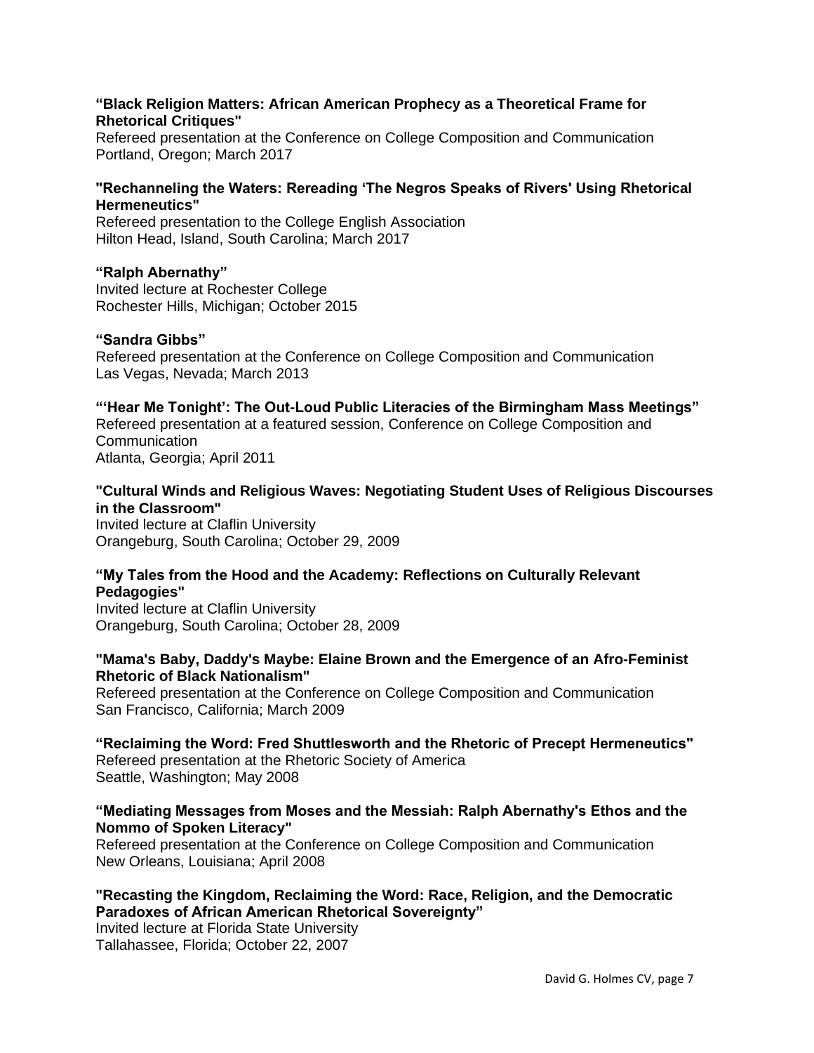**“Black Religion Matters: African American Prophecy as a Theoretical Frame for Rhetorical Critiques"**
Refereed presentation at the Conference on College Composition and Communication
Portland, Oregon; March 2017

**"Rechanneling the Waters: Rereading ‘The Negros Speaks of Rivers' Using Rhetorical Hermeneutics"**
Refereed presentation to the College English Association
Hilton Head, Island, South Carolina; March 2017

**“Ralph Abernathy”**
Invited lecture at Rochester College
Rochester Hills, Michigan; October 2015

**“Sandra Gibbs”**
Refereed presentation at the Conference on College Composition and Communication
Las Vegas, Nevada; March 2013

**“‘Hear Me Tonight’: The Out-Loud Public Literacies of the Birmingham Mass Meetings”**
Refereed presentation at a featured session, Conference on College Composition and Communication
Atlanta, Georgia; April 2011

**"Cultural Winds and Religious Waves: Negotiating Student Uses of Religious Discourses in the Classroom"**
Invited lecture at Claflin University
Orangeburg, South Carolina; October 29, 2009

**“My Tales from the Hood and the Academy: Reflections on Culturally Relevant Pedagogies"**
Invited lecture at Claflin University
Orangeburg, South Carolina; October 28, 2009

**"Mama's Baby, Daddy's Maybe: Elaine Brown and the Emergence of an Afro-Feminist Rhetoric of Black Nationalism"**
Refereed presentation at the Conference on College Composition and Communication
San Francisco, California; March 2009

**“Reclaiming the Word: Fred Shuttlesworth and the Rhetoric of Precept Hermeneutics"**
Refereed presentation at the Rhetoric Society of America
Seattle, Washington; May 2008

**“Mediating Messages from Moses and the Messiah: Ralph Abernathy's Ethos and the Nommo of Spoken Literacy"**
Refereed presentation at the Conference on College Composition and Communication
New Orleans, Louisiana; April 2008

**"Recasting the Kingdom, Reclaiming the Word: Race, Religion, and the Democratic Paradoxes of African American Rhetorical Sovereignty”**
Invited lecture at Florida State University
Tallahassee, Florida; October 22, 2007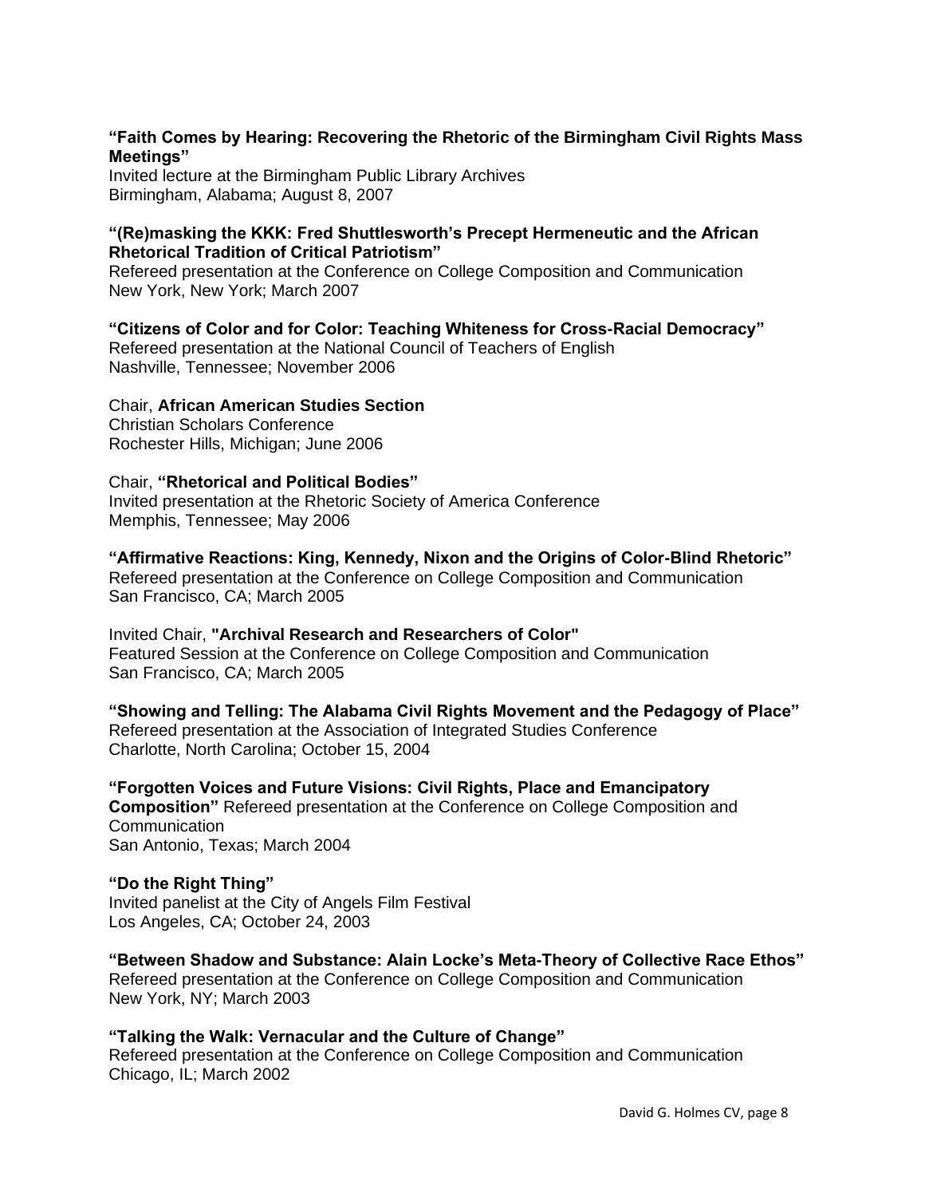**"Faith Comes by Hearing: Recovering the Rhetoric of the Birmingham Civil Rights Mass Meetings"**
Invited lecture at the Birmingham Public Library Archives
Birmingham, Alabama; August 8, 2007

**"(Re)masking the KKK: Fred Shuttlesworth's Precept Hermeneutic and the African Rhetorical Tradition of Critical Patriotism"**
Refereed presentation at the Conference on College Composition and Communication
New York, New York; March 2007

**"Citizens of Color and for Color: Teaching Whiteness for Cross-Racial Democracy"**
Refereed presentation at the National Council of Teachers of English
Nashville, Tennessee; November 2006

Chair, **African American Studies Section**
Christian Scholars Conference
Rochester Hills, Michigan; June 2006

Chair, **"Rhetorical and Political Bodies"**
Invited presentation at the Rhetoric Society of America Conference
Memphis, Tennessee; May 2006

**"Affirmative Reactions: King, Kennedy, Nixon and the Origins of Color-Blind Rhetoric"**
Refereed presentation at the Conference on College Composition and Communication
San Francisco, CA; March 2005

Invited Chair, **"Archival Research and Researchers of Color"**
Featured Session at the Conference on College Composition and Communication
San Francisco, CA; March 2005

**"Showing and Telling: The Alabama Civil Rights Movement and the Pedagogy of Place"**
Refereed presentation at the Association of Integrated Studies Conference
Charlotte, North Carolina; October 15, 2004

**"Forgotten Voices and Future Visions: Civil Rights, Place and Emancipatory Composition"** Refereed presentation at the Conference on College Composition and Communication
San Antonio, Texas; March 2004

**"Do the Right Thing"**
Invited panelist at the City of Angels Film Festival
Los Angeles, CA; October 24, 2003

**"Between Shadow and Substance: Alain Locke's Meta-Theory of Collective Race Ethos"**
Refereed presentation at the Conference on College Composition and Communication
New York, NY; March 2003

**"Talking the Walk: Vernacular and the Culture of Change"**
Refereed presentation at the Conference on College Composition and Communication
Chicago, IL; March 2002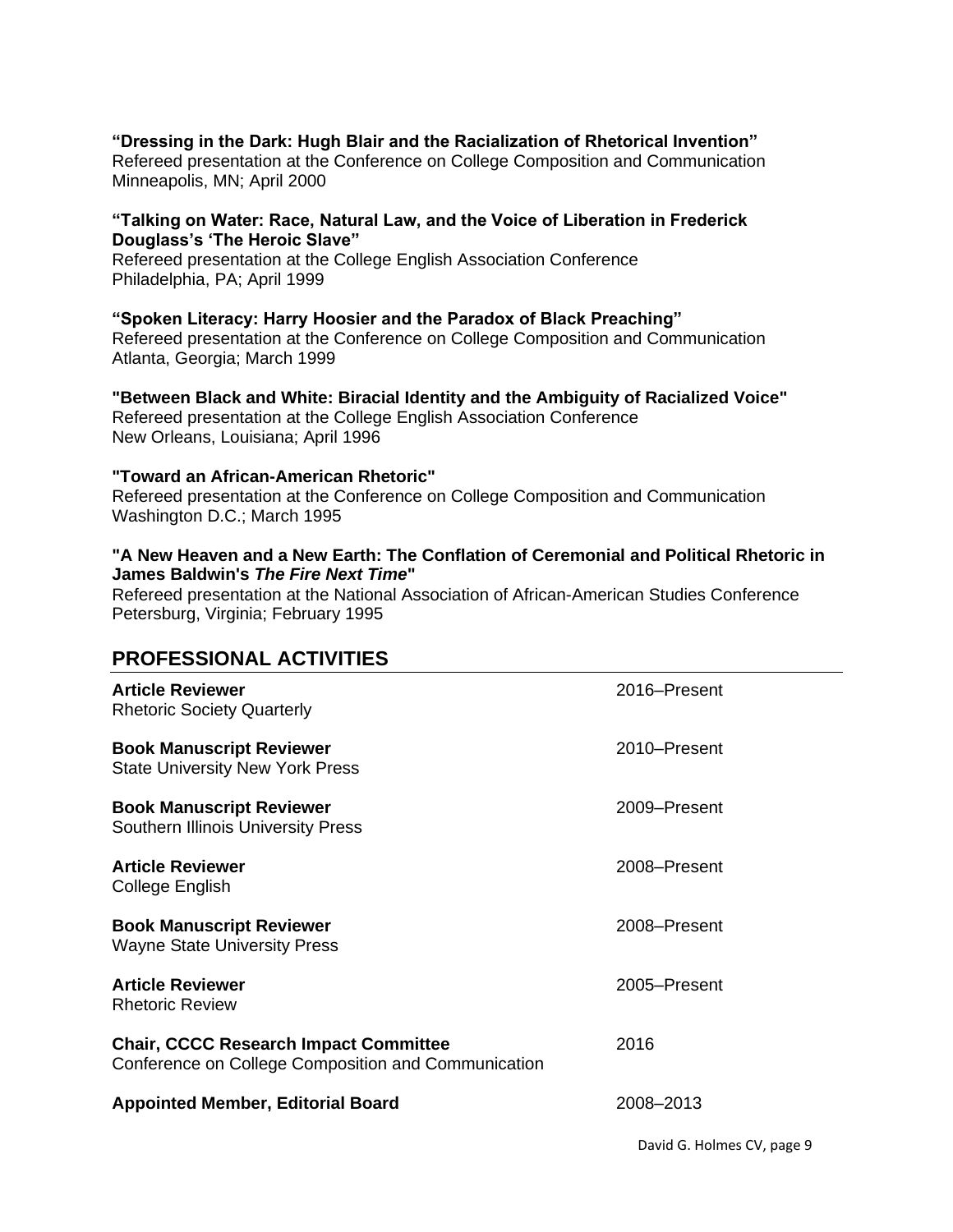**“Dressing in the Dark: Hugh Blair and the Racialization of Rhetorical Invention”**
Refereed presentation at the Conference on College Composition and Communication
Minneapolis, MN; April 2000

**“Talking on Water: Race, Natural Law, and the Voice of Liberation in Frederick Douglass’s ‘The Heroic Slave”**
Refereed presentation at the College English Association Conference
Philadelphia, PA; April 1999

**“Spoken Literacy: Harry Hoosier and the Paradox of Black Preaching”**
Refereed presentation at the Conference on College Composition and Communication
Atlanta, Georgia; March 1999

**"Between Black and White: Biracial Identity and the Ambiguity of Racialized Voice"**
Refereed presentation at the College English Association Conference
New Orleans, Louisiana; April 1996

**"Toward an African-American Rhetoric"**
Refereed presentation at the Conference on College Composition and Communication
Washington D.C.; March 1995

**"A New Heaven and a New Earth: The Conflation of Ceremonial and Political Rhetoric in James Baldwin's *The Fire Next Time*"**
Refereed presentation at the National Association of African-American Studies Conference
Petersburg, Virginia; February 1995

## PROFESSIONAL ACTIVITIES

**Article Reviewer** — 2016–Present
Rhetoric Society Quarterly

**Book Manuscript Reviewer** — 2010–Present
State University New York Press

**Book Manuscript Reviewer** — 2009–Present
Southern Illinois University Press

**Article Reviewer** — 2008–Present
College English

**Book Manuscript Reviewer** — 2008–Present
Wayne State University Press

**Article Reviewer** — 2005–Present
Rhetoric Review

**Chair, CCCC Research Impact Committee** — 2016
Conference on College Composition and Communication

**Appointed Member, Editorial Board** — 2008–2013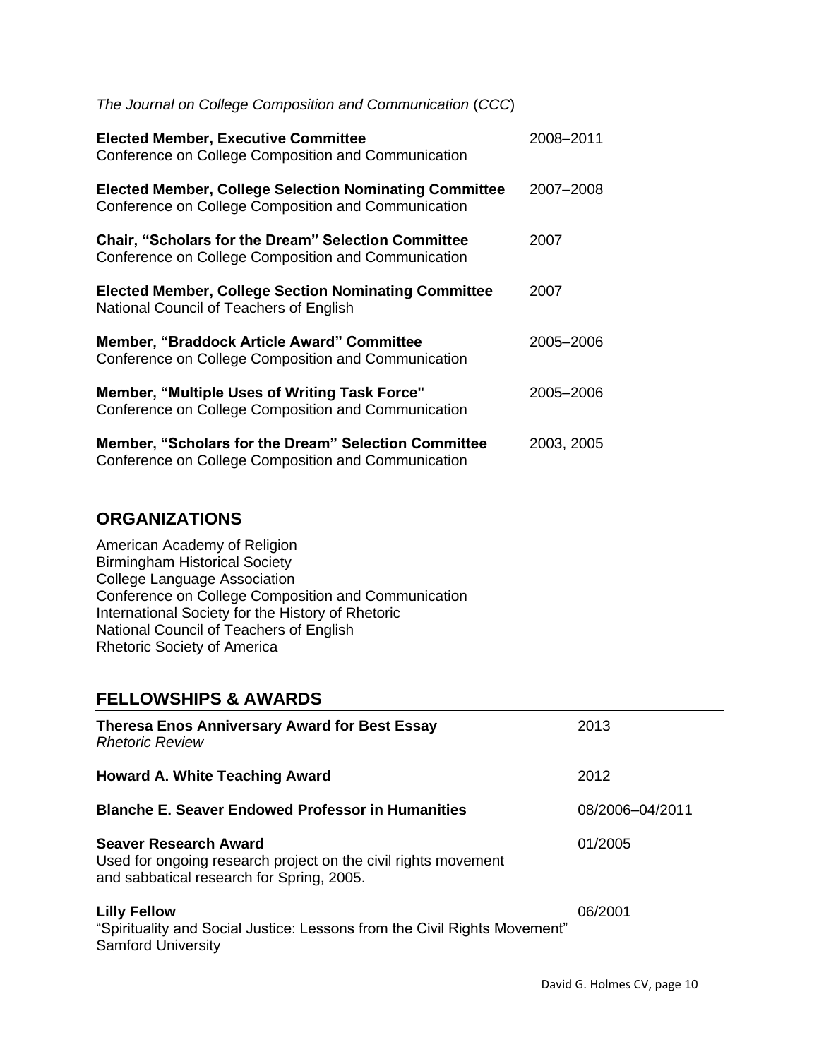*The Journal on College Composition and Communication* (*CCC*)

**Elected Member, Executive Committee** — 2008–2011
Conference on College Composition and Communication

**Elected Member, College Selection Nominating Committee** — 2007–2008
Conference on College Composition and Communication

**Chair, "Scholars for the Dream" Selection Committee** — 2007
Conference on College Composition and Communication

**Elected Member, College Section Nominating Committee** — 2007
National Council of Teachers of English

**Member, "Braddock Article Award" Committee** — 2005–2006
Conference on College Composition and Communication

**Member, "Multiple Uses of Writing Task Force"** — 2005–2006
Conference on College Composition and Communication

**Member, "Scholars for the Dream" Selection Committee** — 2003, 2005
Conference on College Composition and Communication

## ORGANIZATIONS

American Academy of Religion
Birmingham Historical Society
College Language Association
Conference on College Composition and Communication
International Society for the History of Rhetoric
National Council of Teachers of English
Rhetoric Society of America

## FELLOWSHIPS & AWARDS

**Theresa Enos Anniversary Award for Best Essay** — 2013
*Rhetoric Review*

**Howard A. White Teaching Award** — 2012

**Blanche E. Seaver Endowed Professor in Humanities** — 08/2006–04/2011

**Seaver Research Award** — 01/2005
Used for ongoing research project on the civil rights movement and sabbatical research for Spring, 2005.

**Lilly Fellow** — 06/2001
"Spirituality and Social Justice: Lessons from the Civil Rights Movement"
Samford University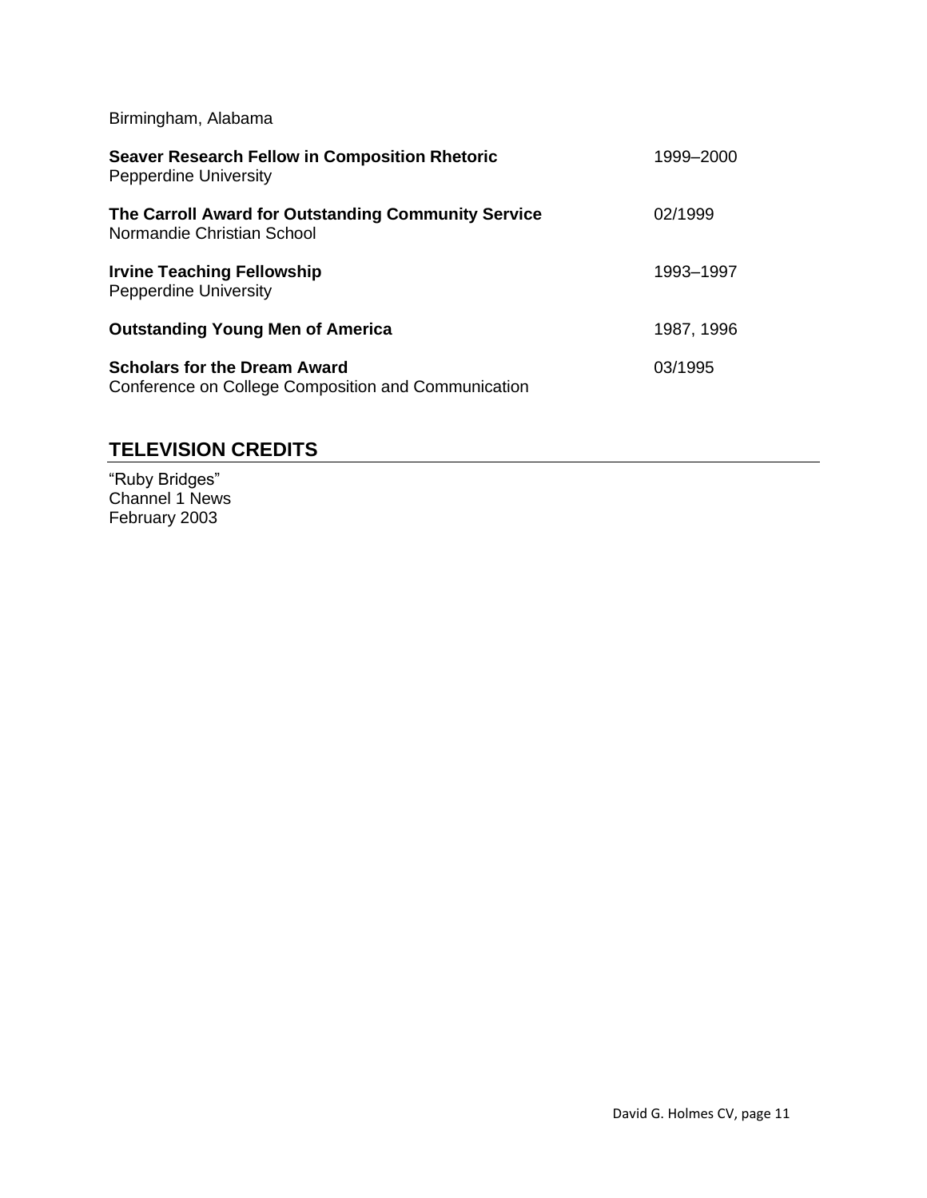Birmingham, Alabama

**Seaver Research Fellow in Composition Rhetoric** 1999–2000
Pepperdine University

**The Carroll Award for Outstanding Community Service** 02/1999
Normandie Christian School

**Irvine Teaching Fellowship** 1993–1997
Pepperdine University

**Outstanding Young Men of America** 1987, 1996

**Scholars for the Dream Award** 03/1995
Conference on College Composition and Communication

## TELEVISION CREDITS

"Ruby Bridges"
Channel 1 News
February 2003